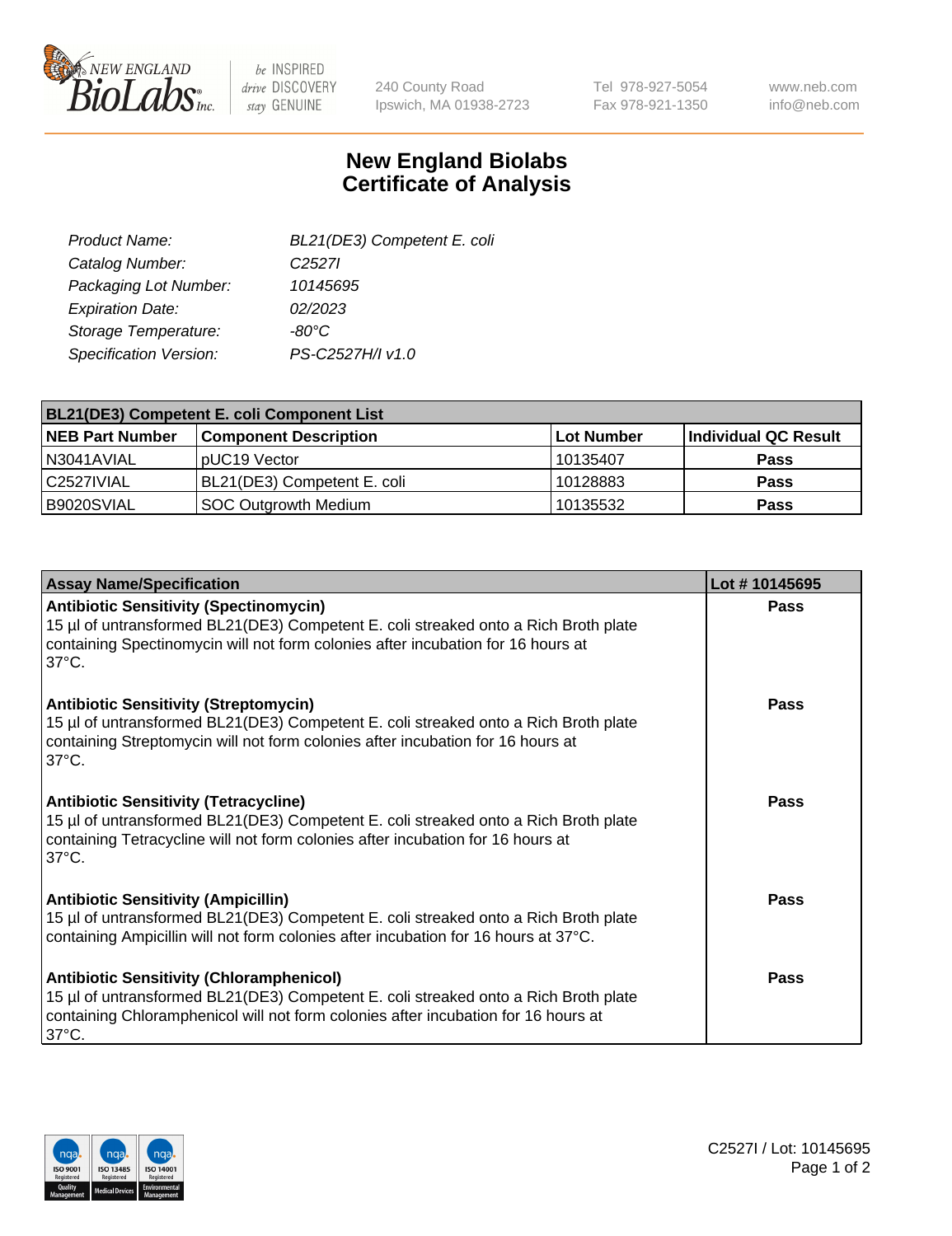# New England Biolabs
# Certificate of Analysis

| | |
|---|---|
| *Product Name:* | *BL21(DE3) Competent E. coli* |
| *Catalog Number:* | *C2527I* |
| *Packaging Lot Number:* | *10145695* |
| *Expiration Date:* | *02/2023* |
| *Storage Temperature:* | *-80°C* |
| *Specification Version:* | *PS-C2527H/I v1.0* |

| **BL21(DE3) Competent E. coli Component List** | | | |
|---|---|---|---|
| **NEB Part Number** | **Component Description** | **Lot Number** | **Individual QC Result** |
| N3041AVIAL | pUC19 Vector | 10135407 | **Pass** |
| C2527IVIAL | BL21(DE3) Competent E. coli | 10128883 | **Pass** |
| B9020SVIAL | SOC Outgrowth Medium | 10135532 | **Pass** |

| **Assay Name/Specification** | **Lot # 10145695** |
|---|---|
| **Antibiotic Sensitivity (Spectinomycin)**<br>15 µl of untransformed BL21(DE3) Competent E. coli streaked onto a Rich Broth plate containing Spectinomycin will not form colonies after incubation for 16 hours at 37°C. | **Pass** |
| **Antibiotic Sensitivity (Streptomycin)**<br>15 µl of untransformed BL21(DE3) Competent E. coli streaked onto a Rich Broth plate containing Streptomycin will not form colonies after incubation for 16 hours at 37°C. | **Pass** |
| **Antibiotic Sensitivity (Tetracycline)**<br>15 µl of untransformed BL21(DE3) Competent E. coli streaked onto a Rich Broth plate containing Tetracycline will not form colonies after incubation for 16 hours at 37°C. | **Pass** |
| **Antibiotic Sensitivity (Ampicillin)**<br>15 µl of untransformed BL21(DE3) Competent E. coli streaked onto a Rich Broth plate containing Ampicillin will not form colonies after incubation for 16 hours at 37°C. | **Pass** |
| **Antibiotic Sensitivity (Chloramphenicol)**<br>15 µl of untransformed BL21(DE3) Competent E. coli streaked onto a Rich Broth plate containing Chloramphenicol will not form colonies after incubation for 16 hours at 37°C. | **Pass** |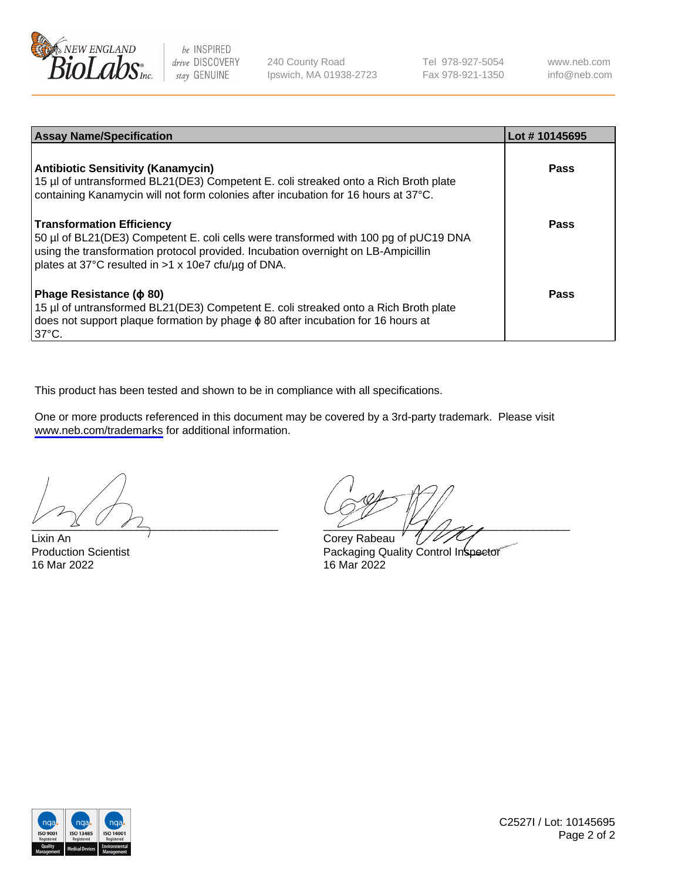NEW ENGLAND BioLabs Inc. be INSPIRED drive DISCOVERY stay GENUINE

240 County Road
Ipswich, MA 01938-2723

Tel 978-927-5054
Fax 978-921-1350

www.neb.com
info@neb.com

| Assay Name/Specification | Lot # 10145695 |
|---|---|
| **Antibiotic Sensitivity (Kanamycin)**<br>15 µl of untransformed BL21(DE3) Competent E. coli streaked onto a Rich Broth plate containing Kanamycin will not form colonies after incubation for 16 hours at 37°C. | **Pass** |
| **Transformation Efficiency**<br>50 µl of BL21(DE3) Competent E. coli cells were transformed with 100 pg of pUC19 DNA using the transformation protocol provided. Incubation overnight on LB-Ampicillin plates at 37°C resulted in >1 x 10e7 cfu/µg of DNA. | **Pass** |
| **Phage Resistance (ϕ 80)**<br>15 µl of untransformed BL21(DE3) Competent E. coli streaked onto a Rich Broth plate does not support plaque formation by phage ϕ 80 after incubation for 16 hours at 37°C. | **Pass** |

This product has been tested and shown to be in compliance with all specifications.

One or more products referenced in this document may be covered by a 3rd-party trademark. Please visit www.neb.com/trademarks for additional information.

Lixin An
Production Scientist
16 Mar 2022

Corey Rabeau
Packaging Quality Control Inspector
16 Mar 2022

C2527I / Lot: 10145695